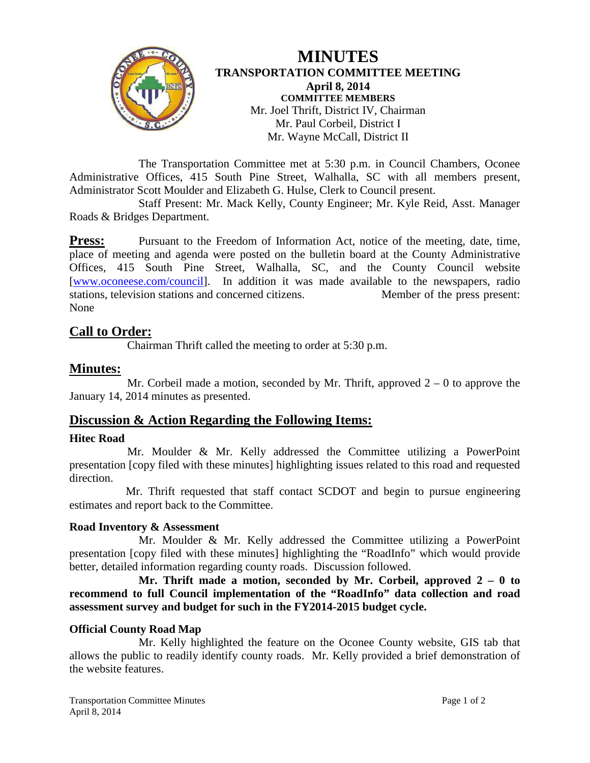# MINUTES

## TRANSPORTATION COMMITTEE MEETING

**April 8, 2014**

**COMMITTEE MEMBERS**

Mr. Joel Thrift, District IV, Chairman
Mr. Paul Corbeil, District I
Mr. Wayne McCall, District II

The Transportation Committee met at 5:30 p.m. in Council Chambers, Oconee Administrative Offices, 415 South Pine Street, Walhalla, SC with all members present, Administrator Scott Moulder and Elizabeth G. Hulse, Clerk to Council present.

Staff Present: Mr. Mack Kelly, County Engineer; Mr. Kyle Reid, Asst. Manager Roads & Bridges Department.

**Press:** Pursuant to the Freedom of Information Act, notice of the meeting, date, time, place of meeting and agenda were posted on the bulletin board at the County Administrative Offices, 415 South Pine Street, Walhalla, SC, and the County Council website [www.oconeese.com/council]. In addition it was made available to the newspapers, radio stations, television stations and concerned citizens. Member of the press present: None

## Call to Order:

Chairman Thrift called the meeting to order at 5:30 p.m.

## Minutes:

Mr. Corbeil made a motion, seconded by Mr. Thrift, approved 2 – 0 to approve the January 14, 2014 minutes as presented.

## Discussion & Action Regarding the Following Items:

### Hitec Road

Mr. Moulder & Mr. Kelly addressed the Committee utilizing a PowerPoint presentation [copy filed with these minutes] highlighting issues related to this road and requested direction.

Mr. Thrift requested that staff contact SCDOT and begin to pursue engineering estimates and report back to the Committee.

### Road Inventory & Assessment

Mr. Moulder & Mr. Kelly addressed the Committee utilizing a PowerPoint presentation [copy filed with these minutes] highlighting the "RoadInfo" which would provide better, detailed information regarding county roads. Discussion followed.

**Mr. Thrift made a motion, seconded by Mr. Corbeil, approved 2 – 0 to recommend to full Council implementation of the "RoadInfo" data collection and road assessment survey and budget for such in the FY2014-2015 budget cycle.**

### Official County Road Map

Mr. Kelly highlighted the feature on the Oconee County website, GIS tab that allows the public to readily identify county roads. Mr. Kelly provided a brief demonstration of the website features.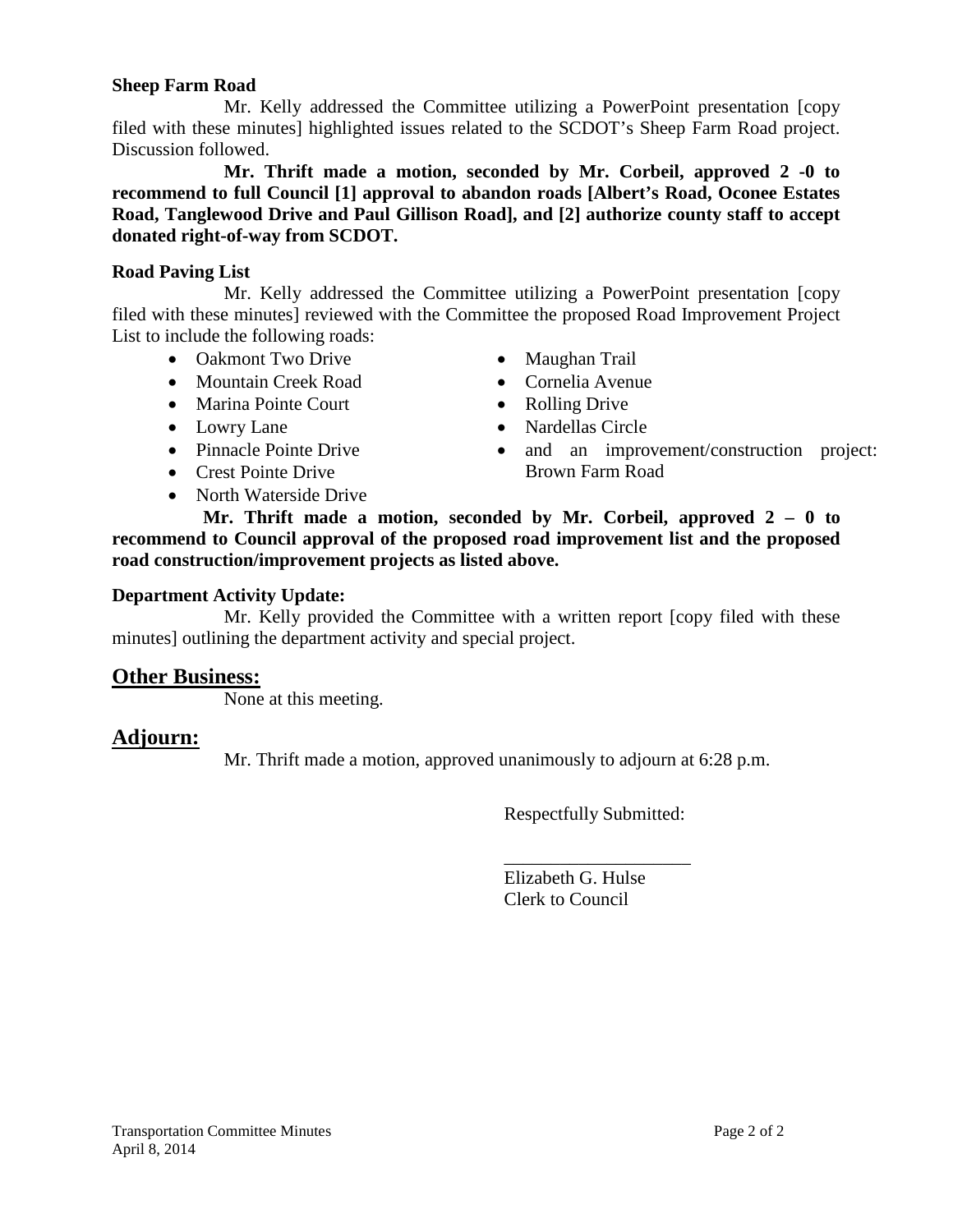**Sheep Farm Road**

Mr. Kelly addressed the Committee utilizing a PowerPoint presentation [copy filed with these minutes] highlighted issues related to the SCDOT's Sheep Farm Road project. Discussion followed.

**Mr. Thrift made a motion, seconded by Mr. Corbeil, approved 2 -0 to recommend to full Council [1] approval to abandon roads [Albert's Road, Oconee Estates Road, Tanglewood Drive and Paul Gillison Road], and [2] authorize county staff to accept donated right-of-way from SCDOT.**

**Road Paving List**

Mr. Kelly addressed the Committee utilizing a PowerPoint presentation [copy filed with these minutes] reviewed with the Committee the proposed Road Improvement Project List to include the following roads:

- Oakmont Two Drive
- Mountain Creek Road
- Marina Pointe Court
- Lowry Lane
- Pinnacle Pointe Drive
- Crest Pointe Drive
- North Waterside Drive
- Maughan Trail
- Cornelia Avenue
- Rolling Drive
- Nardellas Circle
- and an improvement/construction project: Brown Farm Road

**Mr. Thrift made a motion, seconded by Mr. Corbeil, approved 2 – 0 to recommend to Council approval of the proposed road improvement list and the proposed road construction/improvement projects as listed above.**

**Department Activity Update:**

Mr. Kelly provided the Committee with a written report [copy filed with these minutes] outlining the department activity and special project.

## Other Business:

None at this meeting.

## Adjourn:

Mr. Thrift made a motion, approved unanimously to adjourn at 6:28 p.m.

Respectfully Submitted:

____________________
Elizabeth G. Hulse
Clerk to Council